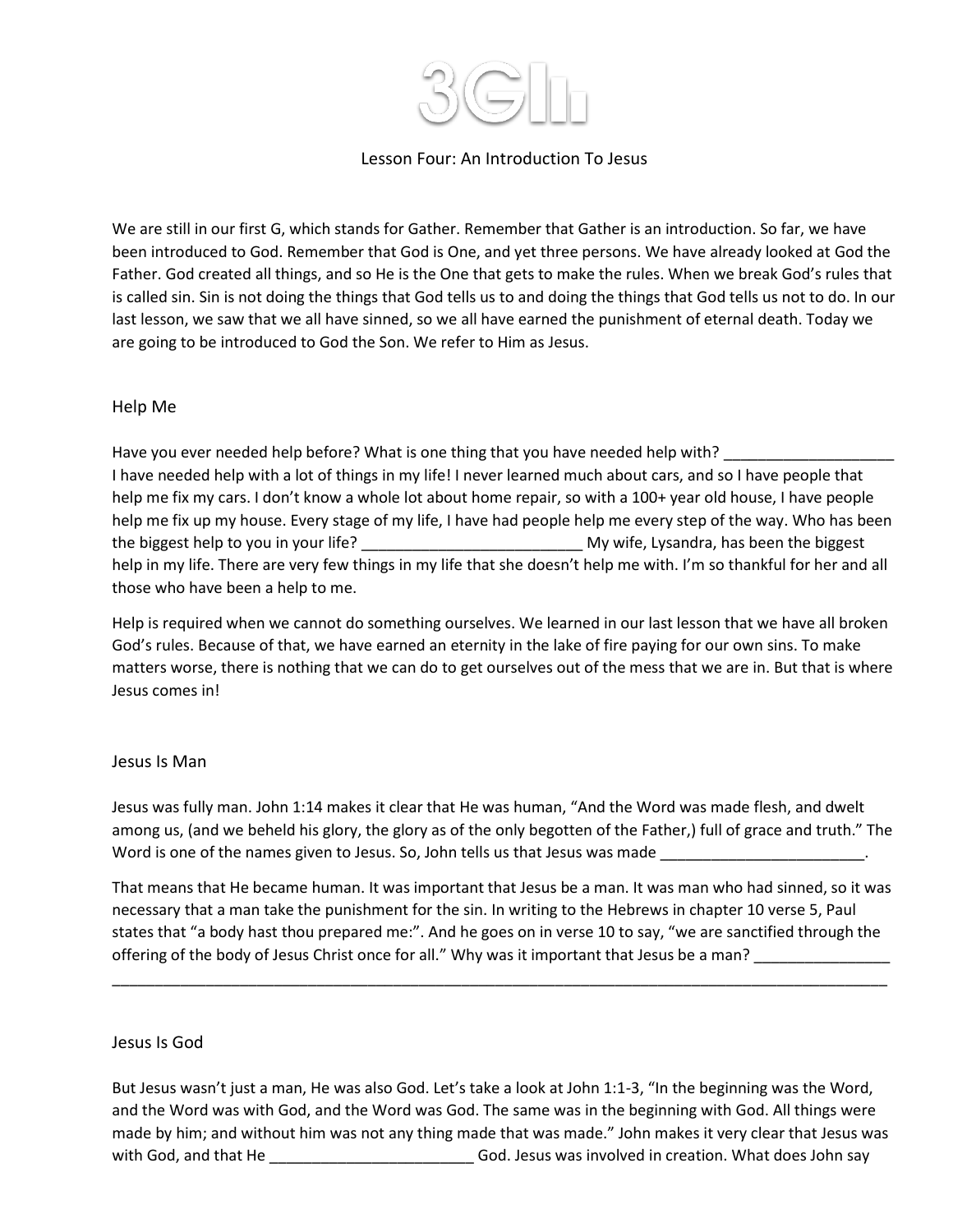# 3GI

## Lesson Four: An Introduction To Jesus

We are still in our first G, which stands for Gather. Remember that Gather is an introduction. So far, we have been introduced to God. Remember that God is One, and yet three persons. We have already looked at God the Father. God created all things, and so He is the One that gets to make the rules. When we break God's rules that is called sin. Sin is not doing the things that God tells us to and doing the things that God tells us not to do. In our last lesson, we saw that we all have sinned, so we all have earned the punishment of eternal death. Today we are going to be introduced to God the Son. We refer to Him as Jesus.

### Help Me

Have you ever needed help before? What is one thing that you have needed help with? ____________________ I have needed help with a lot of things in my life! I never learned much about cars, and so I have people that help me fix my cars. I don't know a whole lot about home repair, so with a 100+ year old house, I have people help me fix up my house. Every stage of my life, I have had people help me every step of the way. Who has been the biggest help to you in your life? __________________________ My wife, Lysandra, has been the biggest help in my life. There are very few things in my life that she doesn't help me with. I'm so thankful for her and all those who have been a help to me.

Help is required when we cannot do something ourselves. We learned in our last lesson that we have all broken God's rules. Because of that, we have earned an eternity in the lake of fire paying for our own sins. To make matters worse, there is nothing that we can do to get ourselves out of the mess that we are in. But that is where Jesus comes in!

### Jesus Is Man

Jesus was fully man. John 1:14 makes it clear that He was human, "And the Word was made flesh, and dwelt among us, (and we beheld his glory, the glory as of the only begotten of the Father,) full of grace and truth." The Word is one of the names given to Jesus. So, John tells us that Jesus was made ________________________.

That means that He became human. It was important that Jesus be a man. It was man who had sinned, so it was necessary that a man take the punishment for the sin. In writing to the Hebrews in chapter 10 verse 5, Paul states that "a body hast thou prepared me:". And he goes on in verse 10 to say, "we are sanctified through the offering of the body of Jesus Christ once for all." Why was it important that Jesus be a man? ________________

_____________________________________________________________________________________________

### Jesus Is God

But Jesus wasn't just a man, He was also God. Let's take a look at John 1:1-3, "In the beginning was the Word, and the Word was with God, and the Word was God. The same was in the beginning with God. All things were made by him; and without him was not any thing made that was made." John makes it very clear that Jesus was with God, and that He ________________________ God. Jesus was involved in creation. What does John say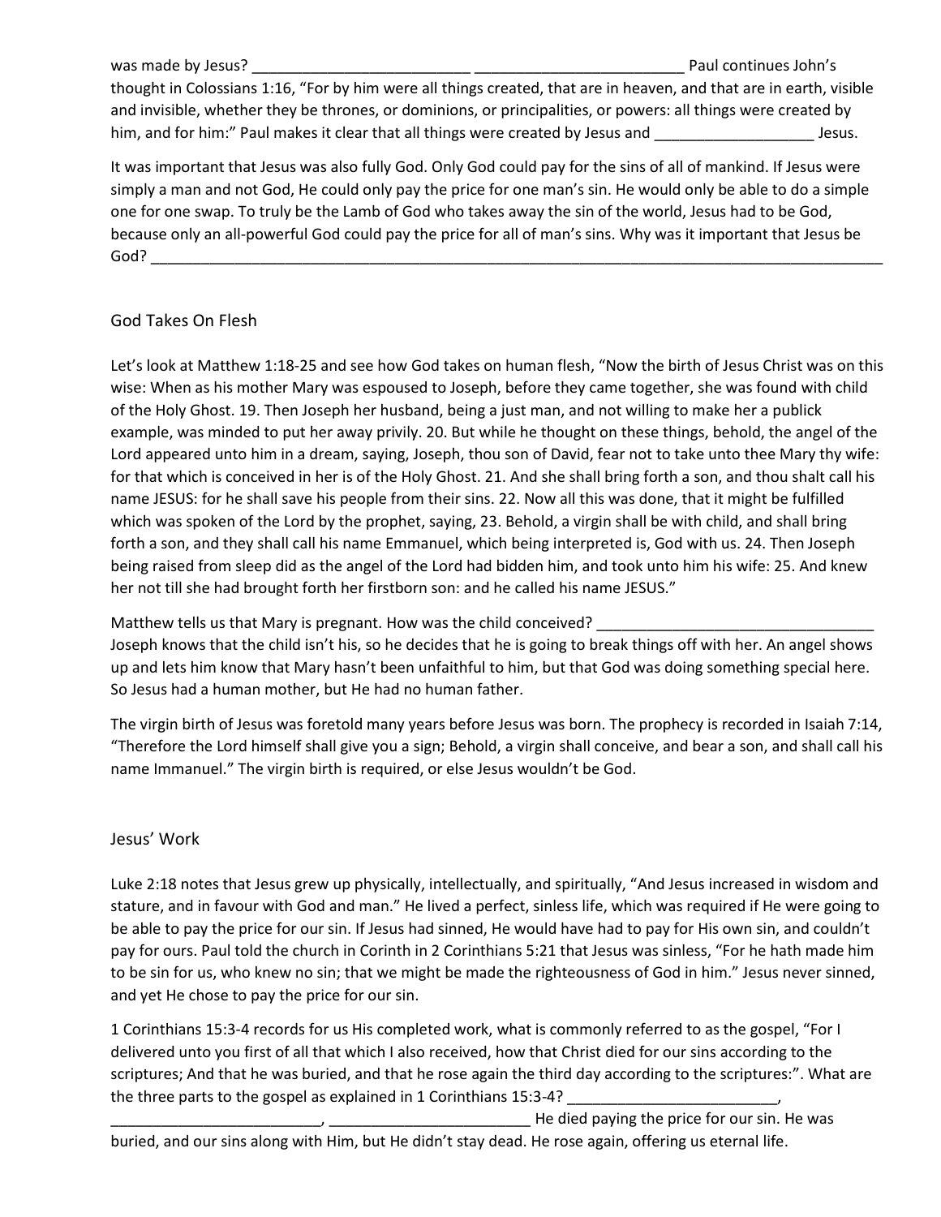was made by Jesus? _________________________ _________________________ Paul continues John's thought in Colossians 1:16, "For by him were all things created, that are in heaven, and that are in earth, visible and invisible, whether they be thrones, or dominions, or principalities, or powers: all things were created by him, and for him:" Paul makes it clear that all things were created by Jesus and ___________________ Jesus.

It was important that Jesus was also fully God. Only God could pay for the sins of all of mankind. If Jesus were simply a man and not God, He could only pay the price for one man's sin. He would only be able to do a simple one for one swap. To truly be the Lamb of God who takes away the sin of the world, Jesus had to be God, because only an all-powerful God could pay the price for all of man's sins. Why was it important that Jesus be God? ______________________________________________________________________________________

## God Takes On Flesh

Let's look at Matthew 1:18-25 and see how God takes on human flesh, "Now the birth of Jesus Christ was on this wise: When as his mother Mary was espoused to Joseph, before they came together, she was found with child of the Holy Ghost. 19. Then Joseph her husband, being a just man, and not willing to make her a publick example, was minded to put her away privily. 20. But while he thought on these things, behold, the angel of the Lord appeared unto him in a dream, saying, Joseph, thou son of David, fear not to take unto thee Mary thy wife: for that which is conceived in her is of the Holy Ghost. 21. And she shall bring forth a son, and thou shalt call his name JESUS: for he shall save his people from their sins. 22. Now all this was done, that it might be fulfilled which was spoken of the Lord by the prophet, saying, 23. Behold, a virgin shall be with child, and shall bring forth a son, and they shall call his name Emmanuel, which being interpreted is, God with us. 24. Then Joseph being raised from sleep did as the angel of the Lord had bidden him, and took unto him his wife: 25. And knew her not till she had brought forth her firstborn son: and he called his name JESUS."

Matthew tells us that Mary is pregnant. How was the child conceived? _________________________________ Joseph knows that the child isn't his, so he decides that he is going to break things off with her. An angel shows up and lets him know that Mary hasn't been unfaithful to him, but that God was doing something special here. So Jesus had a human mother, but He had no human father.

The virgin birth of Jesus was foretold many years before Jesus was born. The prophecy is recorded in Isaiah 7:14, "Therefore the Lord himself shall give you a sign; Behold, a virgin shall conceive, and bear a son, and shall call his name Immanuel." The virgin birth is required, or else Jesus wouldn't be God.

## Jesus' Work

Luke 2:18 notes that Jesus grew up physically, intellectually, and spiritually, "And Jesus increased in wisdom and stature, and in favour with God and man." He lived a perfect, sinless life, which was required if He were going to be able to pay the price for our sin. If Jesus had sinned, He would have had to pay for His own sin, and couldn't pay for ours. Paul told the church in Corinth in 2 Corinthians 5:21 that Jesus was sinless, "For he hath made him to be sin for us, who knew no sin; that we might be made the righteousness of God in him." Jesus never sinned, and yet He chose to pay the price for our sin.

1 Corinthians 15:3-4 records for us His completed work, what is commonly referred to as the gospel, "For I delivered unto you first of all that which I also received, how that Christ died for our sins according to the scriptures; And that he was buried, and that he rose again the third day according to the scriptures:". What are the three parts to the gospel as explained in 1 Corinthians 15:3-4? _________________________, _________________________, ________________________ He died paying the price for our sin. He was buried, and our sins along with Him, but He didn't stay dead. He rose again, offering us eternal life.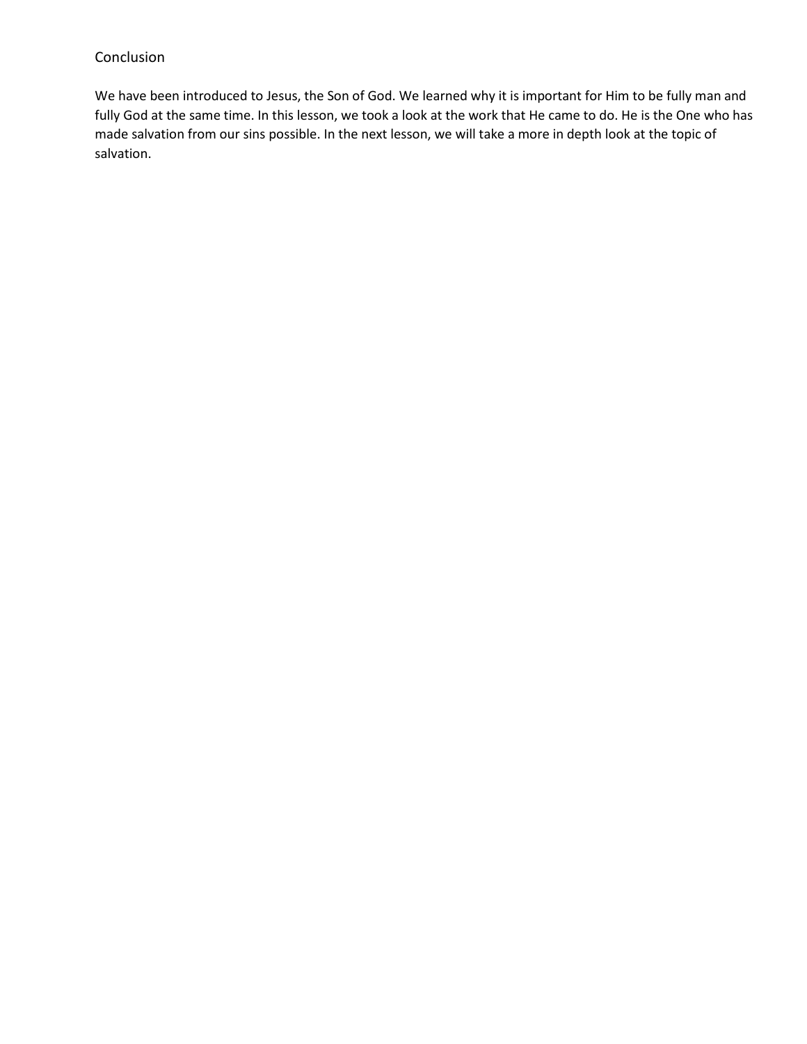## Conclusion

We have been introduced to Jesus, the Son of God. We learned why it is important for Him to be fully man and fully God at the same time. In this lesson, we took a look at the work that He came to do. He is the One who has made salvation from our sins possible. In the next lesson, we will take a more in depth look at the topic of salvation.